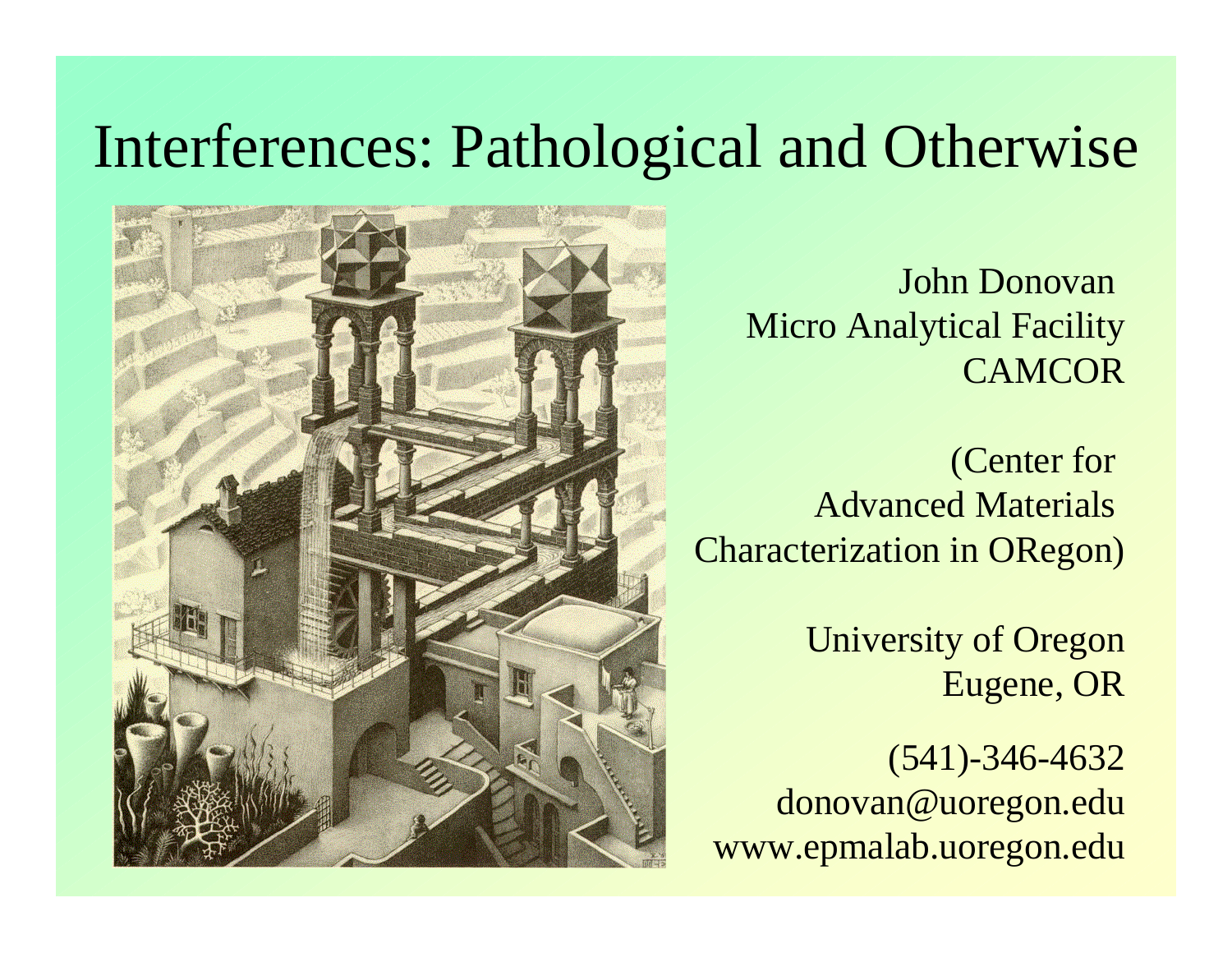# Interferences: Pathological and Otherwise

John Donovan
Micro Analytical Facility
CAMCOR

(Center for
Advanced Materials
Characterization in ORegon)

University of Oregon
Eugene, OR

(541)-346-4632
donovan@uoregon.edu
www.epmalab.uoregon.edu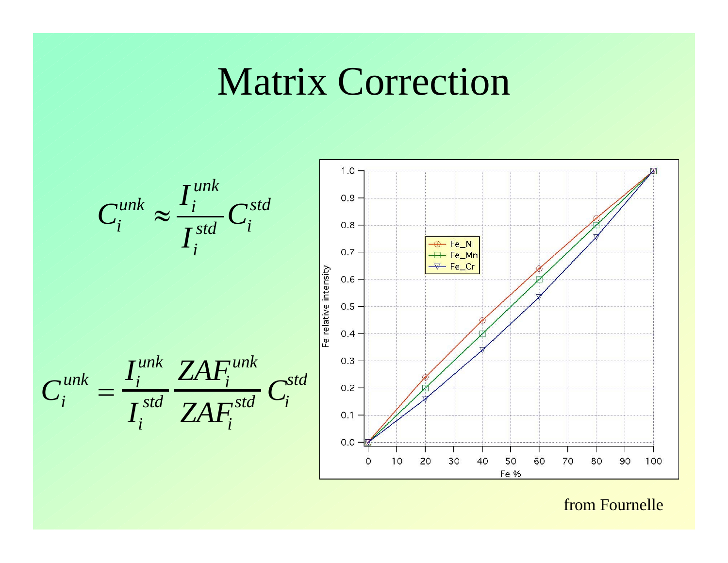# Matrix Correction

$$C_i^{unk} \approx \frac{I_i^{unk}}{I_i^{std}} C_i^{std}$$

$$C_i^{unk} = \frac{I_i^{unk}}{I_i^{std}} \frac{ZAF_i^{unk}}{ZAF_i^{std}} C_i^{std}$$

from Fournelle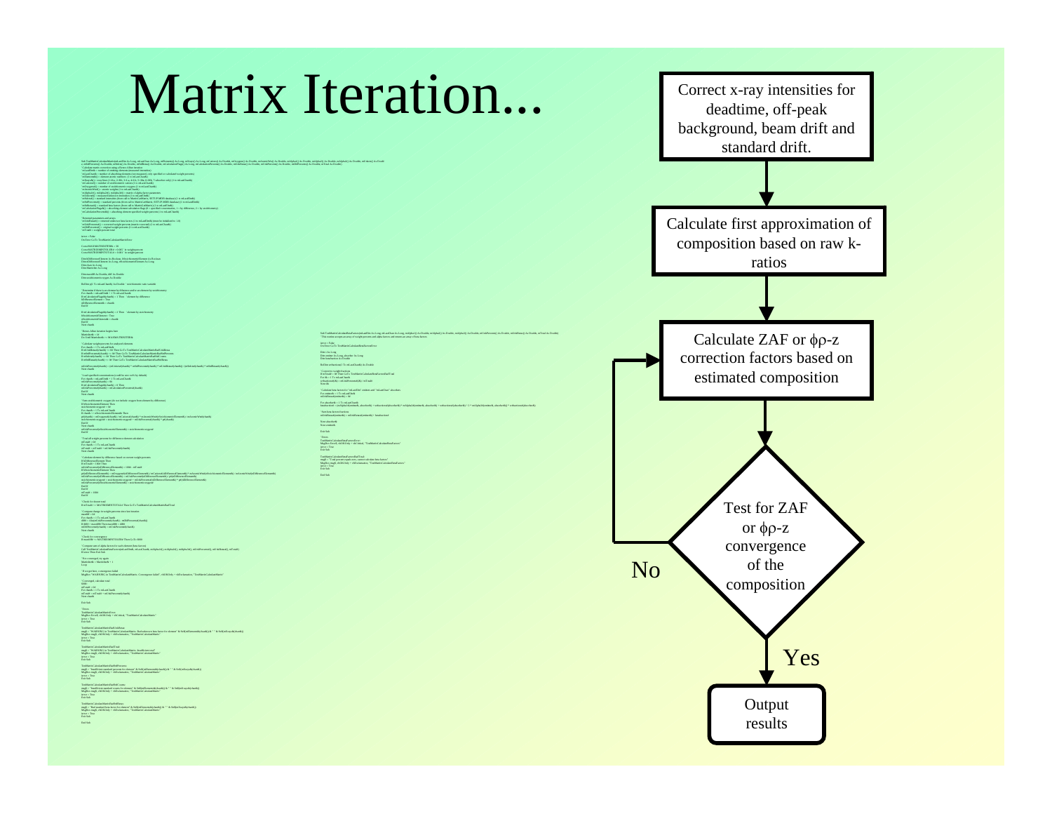# Matrix Iteration...

Correct x-ray intensities for deadtime, off-peak background, beam drift and standard drift.

Calculate first approximation of composition based on raw k-ratios

Calculate ZAF or φρ-z correction factors based on estimated composition

Test for ZAF or φρ-z convergence of the composition

No

Yes

Output results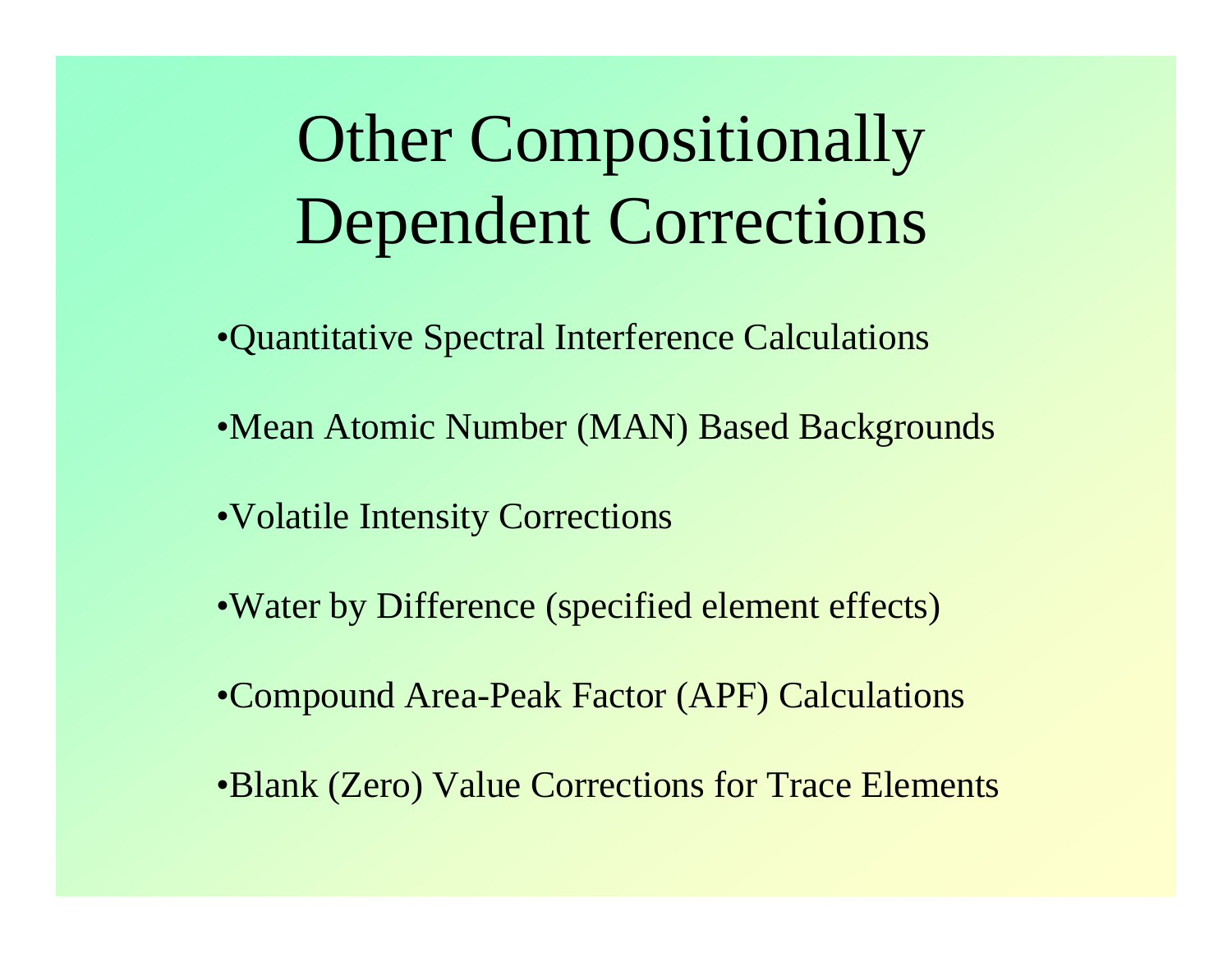# Other Compositionally Dependent Corrections

- Quantitative Spectral Interference Calculations
- Mean Atomic Number (MAN) Based Backgrounds
- Volatile Intensity Corrections
- Water by Difference (specified element effects)
- Compound Area-Peak Factor (APF) Calculations
- Blank (Zero) Value Corrections for Trace Elements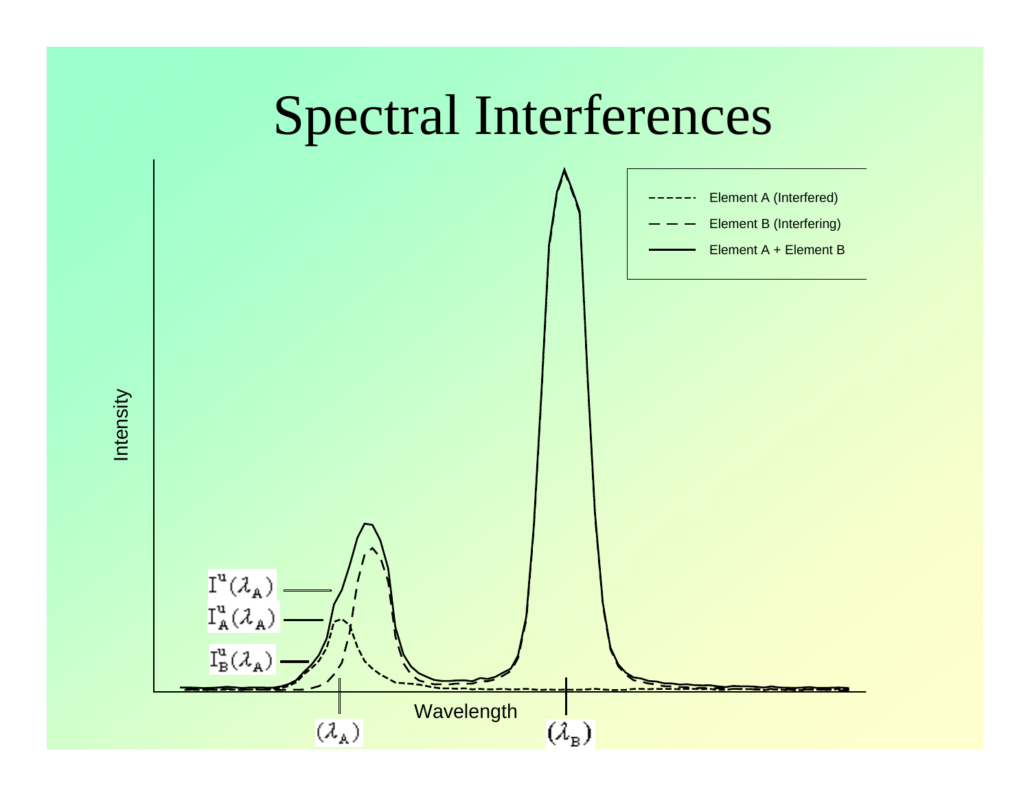# Spectral Interferences

Intensity

Element A (Interfered)

Element B (Interfering)

Element A + Element B

$I^u(\lambda_A)$

$I^u_A(\lambda_A)$

$I^u_B(\lambda_A)$

Wavelength

$(\lambda_A)$

$(\lambda_B)$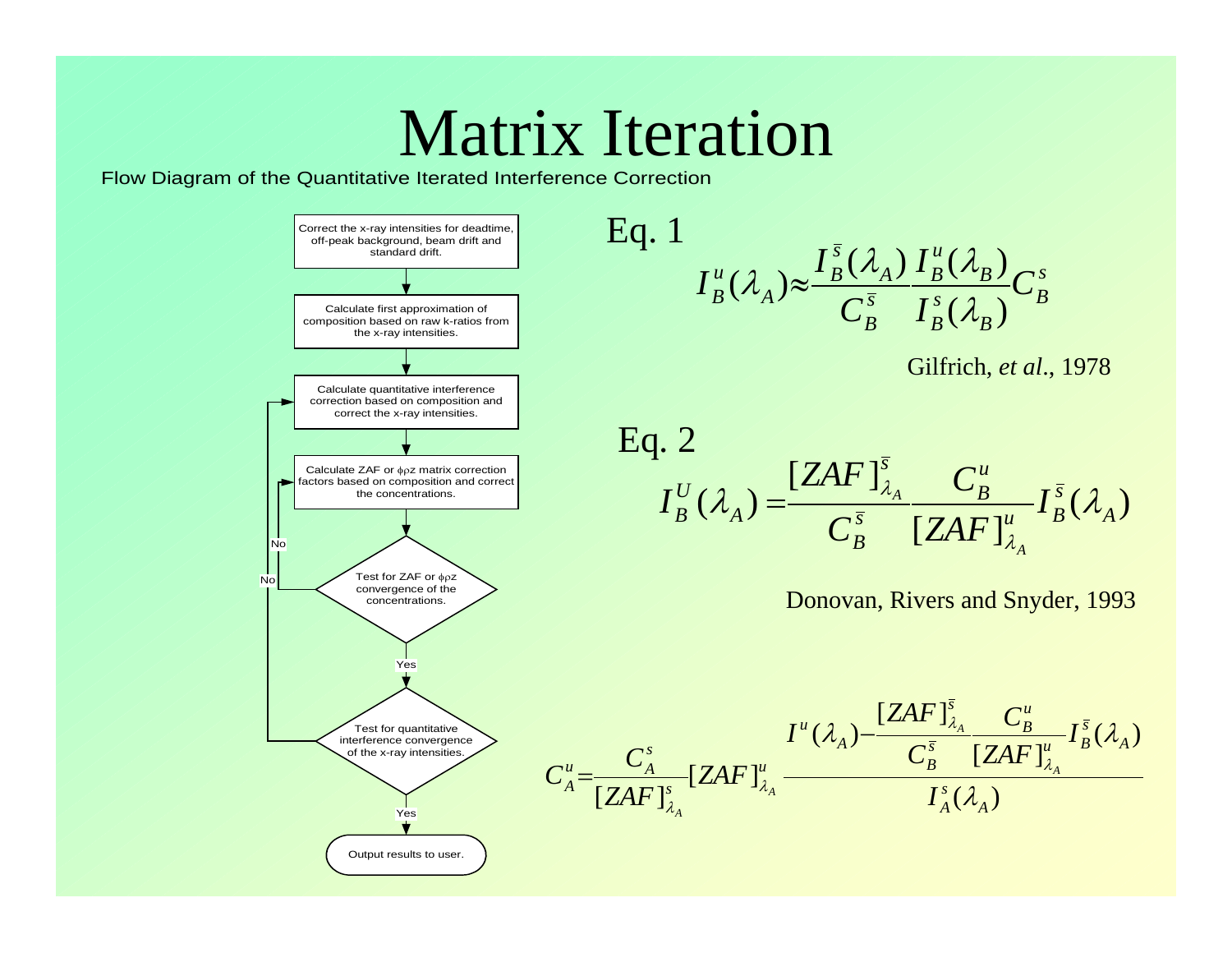# Matrix Iteration

Flow Diagram of the Quantitative Iterated Interference Correction

1. Correct the x-ray intensities for deadtime, off-peak background, beam drift and standard drift.
2. Calculate first approximation of composition based on raw k-ratios from the x-ray intensities.
3. Calculate quantitative interference correction based on composition and correct the x-ray intensities.
4. Calculate ZAF or $\phi\rho z$ matrix correction factors based on composition and correct the concentrations.
5. Test for ZAF or $\phi\rho z$ convergence of the concentrations. (No → return to step 4; Yes → continue)
6. Test for quantitative interference convergence of the x-ray intensities. (No → return to step 3; Yes → continue)
7. Output results to user.

Eq. 1

$$I_B^u(\lambda_A) \approx \frac{I_B^{\bar{s}}(\lambda_A)}{C_B^{\bar{s}}} \frac{I_B^u(\lambda_B)}{I_B^s(\lambda_B)} C_B^s$$

Gilfrich, *et al*., 1978

Eq. 2

$$I_B^U(\lambda_A) = \frac{[ZAF]_{\lambda_A}^{\bar{s}}}{C_B^{\bar{s}}} \frac{C_B^u}{[ZAF]_{\lambda_A}^u} I_B^{\bar{s}}(\lambda_A)$$

Donovan, Rivers and Snyder, 1993

$$C_A^u = \frac{C_A^s}{[ZAF]_{\lambda_A}^s} [ZAF]_{\lambda_A}^u \frac{I^u(\lambda_A) - \dfrac{[ZAF]_{\lambda_A}^{\bar{s}}}{C_B^{\bar{s}}} \dfrac{C_B^u}{[ZAF]_{\lambda_A}^u} I_B^{\bar{s}}(\lambda_A)}{I_A^s(\lambda_A)}$$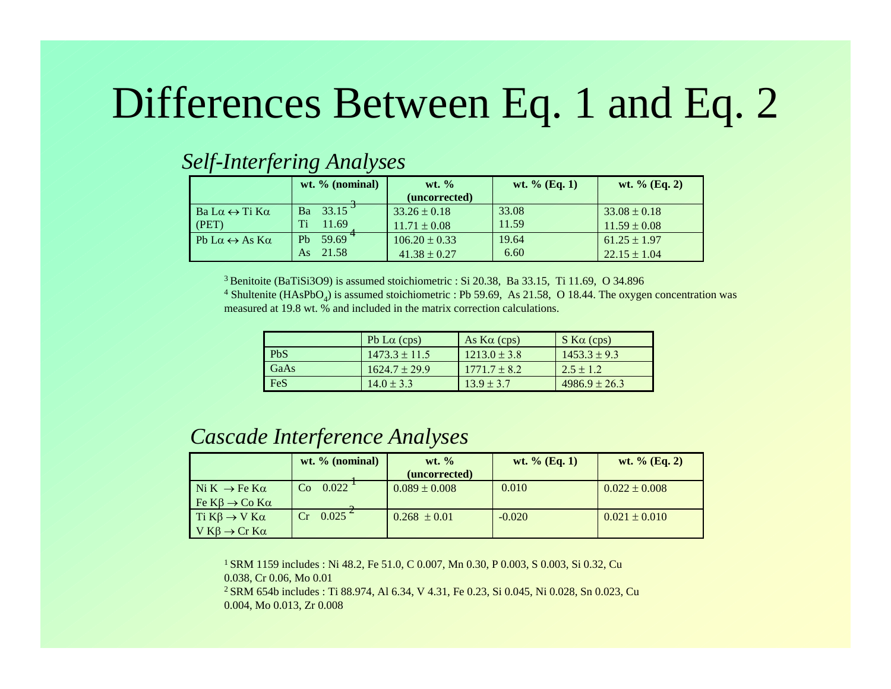# Differences Between Eq. 1 and Eq. 2

## *Self-Interfering Analyses*

| | wt. % (nominal) | wt. % (uncorrected) | wt. % (Eq. 1) | wt. % (Eq. 2) |
|---|---|---|---|---|
| Ba Lα ↔ Ti Kα (PET) | Ba 33.15 [3]<br>Ti 11.69 | 33.26 ± 0.18<br>11.71 ± 0.08 | 33.08<br>11.59 | 33.08 ± 0.18<br>11.59 ± 0.08 |
| Pb Lα ↔ As Kα | Pb 59.69 [4]<br>As 21.58 | 106.20 ± 0.33<br>41.38 ± 0.27 | 19.64<br>6.60 | 61.25 ± 1.97<br>22.15 ± 1.04 |

[3] Benitoite (BaTiSi3O9) is assumed stoichiometric : Si 20.38, Ba 33.15, Ti 11.69, O 34.896

[4] Shultenite ($HAsPbO_4$) is assumed stoichiometric : Pb 59.69, As 21.58, O 18.44. The oxygen concentration was measured at 19.8 wt. % and included in the matrix correction calculations.

| | Pb Lα (cps) | As Kα (cps) | S Kα (cps) |
|---|---|---|---|
| PbS | 1473.3 ± 11.5 | 1213.0 ± 3.8 | 1453.3 ± 9.3 |
| GaAs | 1624.7 ± 29.9 | 1771.7 ± 8.2 | 2.5 ± 1.2 |
| FeS | 14.0 ± 3.3 | 13.9 ± 3.7 | 4986.9 ± 26.3 |

## *Cascade Interference Analyses*

| | wt. % (nominal) | wt. % (uncorrected) | wt. % (Eq. 1) | wt. % (Eq. 2) |
|---|---|---|---|---|
| Ni K → Fe Kα<br>Fe Kβ → Co Kα | Co 0.022 [1] | 0.089 ± 0.008 | 0.010 | 0.022 ± 0.008 |
| Ti Kβ → V Kα<br>V Kβ → Cr Kα | Cr 0.025 [2] | 0.268 ± 0.01 | -0.020 | 0.021 ± 0.010 |

[1] SRM 1159 includes : Ni 48.2, Fe 51.0, C 0.007, Mn 0.30, P 0.003, S 0.003, Si 0.32, Cu 0.038, Cr 0.06, Mo 0.01

[2] SRM 654b includes : Ti 88.974, Al 6.34, V 4.31, Fe 0.23, Si 0.045, Ni 0.028, Sn 0.023, Cu 0.004, Mo 0.013, Zr 0.008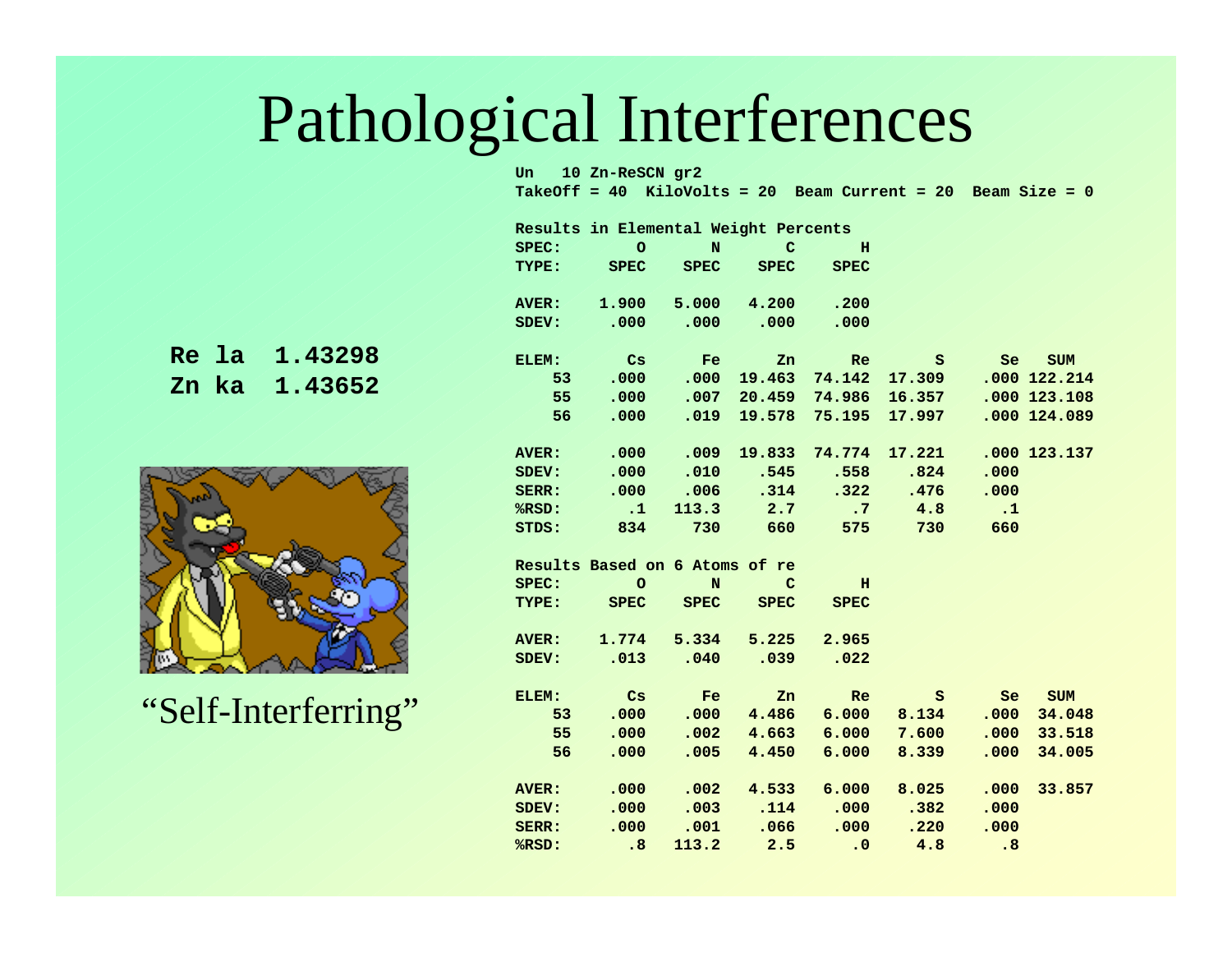# Pathological Interferences

**Re la 1.43298**
**Zn ka 1.43652**

"Self-Interferring"

```
Un   10 Zn-ReSCN gr2
TakeOff = 40  KiloVolts = 20  Beam Current = 20  Beam Size = 0

Results in Elemental Weight Percents
SPEC:       O       N       C       H
TYPE:    SPEC    SPEC    SPEC    SPEC

AVER:   1.900   5.000   4.200    .200
SDEV:    .000    .000    .000    .000

ELEM:      Cs      Fe      Zn      Re       S      Se    SUM
   53    .000    .000  19.463  74.142  17.309    .000 122.214
   55    .000    .007  20.459  74.986  16.357    .000 123.108
   56    .000    .019  19.578  75.195  17.997    .000 124.089

AVER:    .000    .009  19.833  74.774  17.221    .000 123.137
SDEV:    .000    .010    .545    .558    .824    .000
SERR:    .000    .006    .314    .322    .476    .000
%RSD:      .1   113.3     2.7      .7     4.8      .1
STDS:     834     730     660     575     730     660

Results Based on 6 Atoms of re
SPEC:       O       N       C       H
TYPE:    SPEC    SPEC    SPEC    SPEC

AVER:   1.774   5.334   5.225   2.965
SDEV:    .013    .040    .039    .022

ELEM:      Cs      Fe      Zn      Re       S      Se    SUM
   53    .000    .000   4.486   6.000   8.134    .000  34.048
   55    .000    .002   4.663   6.000   7.600    .000  33.518
   56    .000    .005   4.450   6.000   8.339    .000  34.005

AVER:    .000    .002   4.533   6.000   8.025    .000  33.857
SDEV:    .000    .003    .114    .000    .382    .000
SERR:    .000    .001    .066    .000    .220    .000
%RSD:      .8   113.2     2.5      .0     4.8      .8
```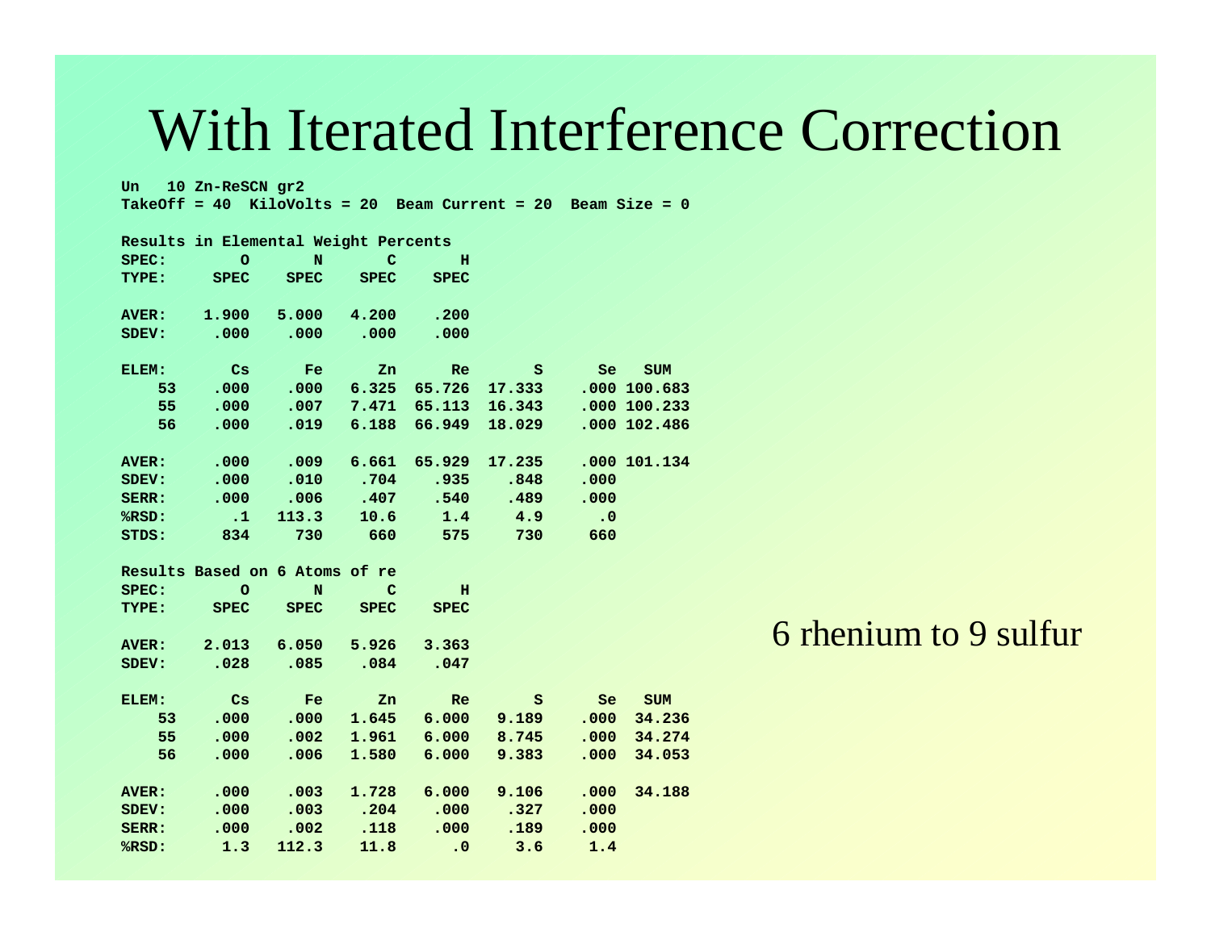# With Iterated Interference Correction

```
Un   10 Zn-ReSCN gr2
TakeOff = 40  KiloVolts = 20  Beam Current = 20  Beam Size = 0

Results in Elemental Weight Percents
SPEC:        O       N       C       H
TYPE:     SPEC    SPEC    SPEC    SPEC

AVER:    1.900   5.000   4.200    .200
SDEV:     .000    .000    .000    .000

ELEM:       Cs      Fe      Zn      Re       S      Se   SUM
    53    .000    .000   6.325  65.726  17.333    .000 100.683
    55    .000    .007   7.471  65.113  16.343    .000 100.233
    56    .000    .019   6.188  66.949  18.029    .000 102.486

AVER:     .000    .009   6.661  65.929  17.235    .000 101.134
SDEV:     .000    .010    .704    .935    .848    .000
SERR:     .000    .006    .407    .540    .489    .000
%RSD:       .1   113.3    10.6     1.4     4.9      .0
STDS:      834     730     660     575     730     660

Results Based on 6 Atoms of re
SPEC:        O       N       C       H
TYPE:     SPEC    SPEC    SPEC    SPEC

AVER:    2.013   6.050   5.926   3.363
SDEV:     .028    .085    .084    .047

ELEM:       Cs      Fe      Zn      Re       S      Se    SUM
    53    .000    .000   1.645   6.000   9.189    .000  34.236
    55    .000    .002   1.961   6.000   8.745    .000  34.274
    56    .000    .006   1.580   6.000   9.383    .000  34.053

AVER:     .000    .003   1.728   6.000   9.106    .000  34.188
SDEV:     .000    .003    .204    .000    .327    .000
SERR:     .000    .002    .118    .000    .189    .000
%RSD:      1.3   112.3    11.8      .0     3.6     1.4
```

6 rhenium to 9 sulfur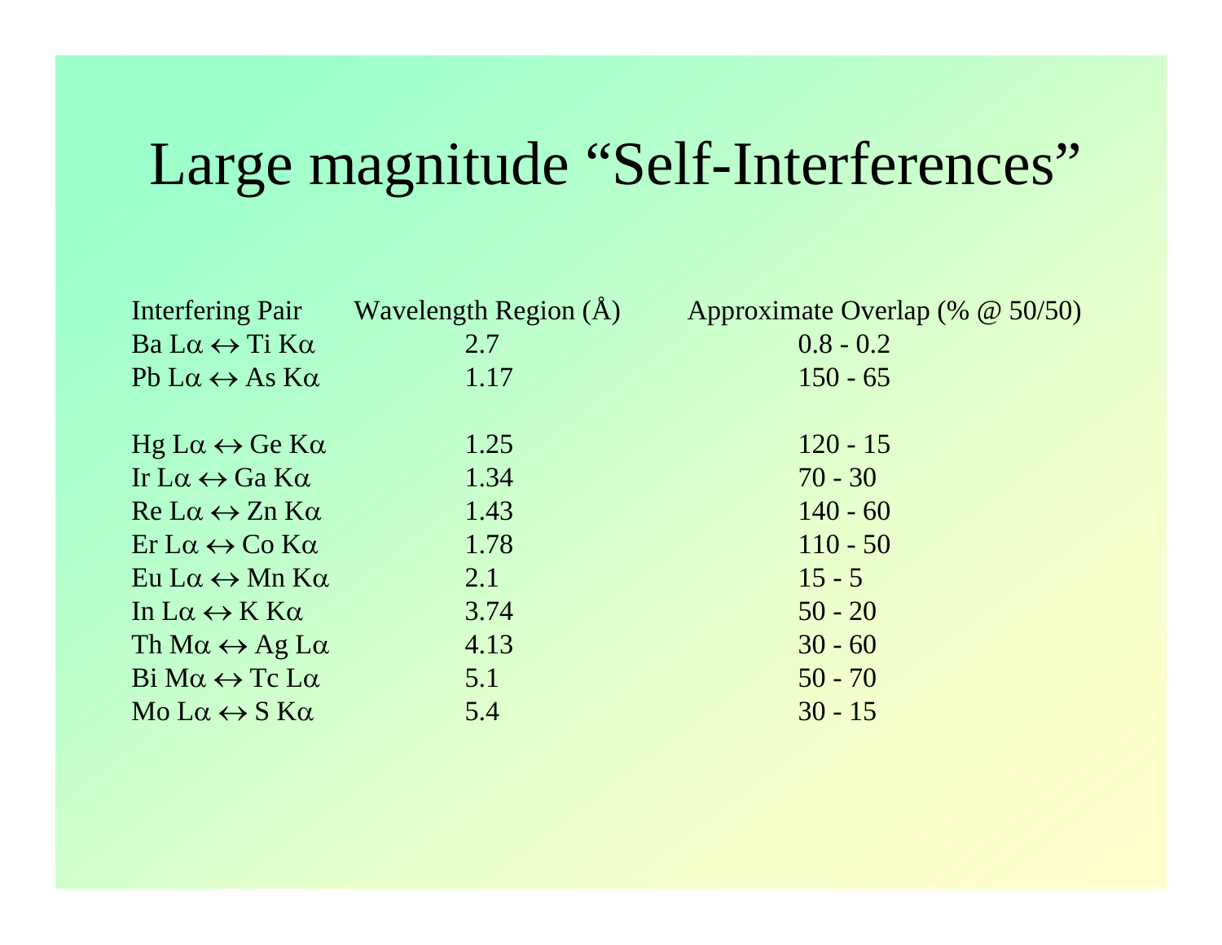# Large magnitude "Self-Interferences"

| Interfering Pair | Wavelength Region (Å) | Approximate Overlap (% @ 50/50) |
|---|---|---|
| Ba Lα ↔ Ti Kα | 2.7 | 0.8 - 0.2 |
| Pb Lα ↔ As Kα | 1.17 | 150 - 65 |
| | | |
| Hg Lα ↔ Ge Kα | 1.25 | 120 - 15 |
| Ir Lα ↔ Ga Kα | 1.34 | 70 - 30 |
| Re Lα ↔ Zn Kα | 1.43 | 140 - 60 |
| Er Lα ↔ Co Kα | 1.78 | 110 - 50 |
| Eu Lα ↔ Mn Kα | 2.1 | 15 - 5 |
| In Lα ↔ K Kα | 3.74 | 50 - 20 |
| Th Mα ↔ Ag Lα | 4.13 | 30 - 60 |
| Bi Mα ↔ Tc Lα | 5.1 | 50 - 70 |
| Mo Lα ↔ S Kα | 5.4 | 30 - 15 |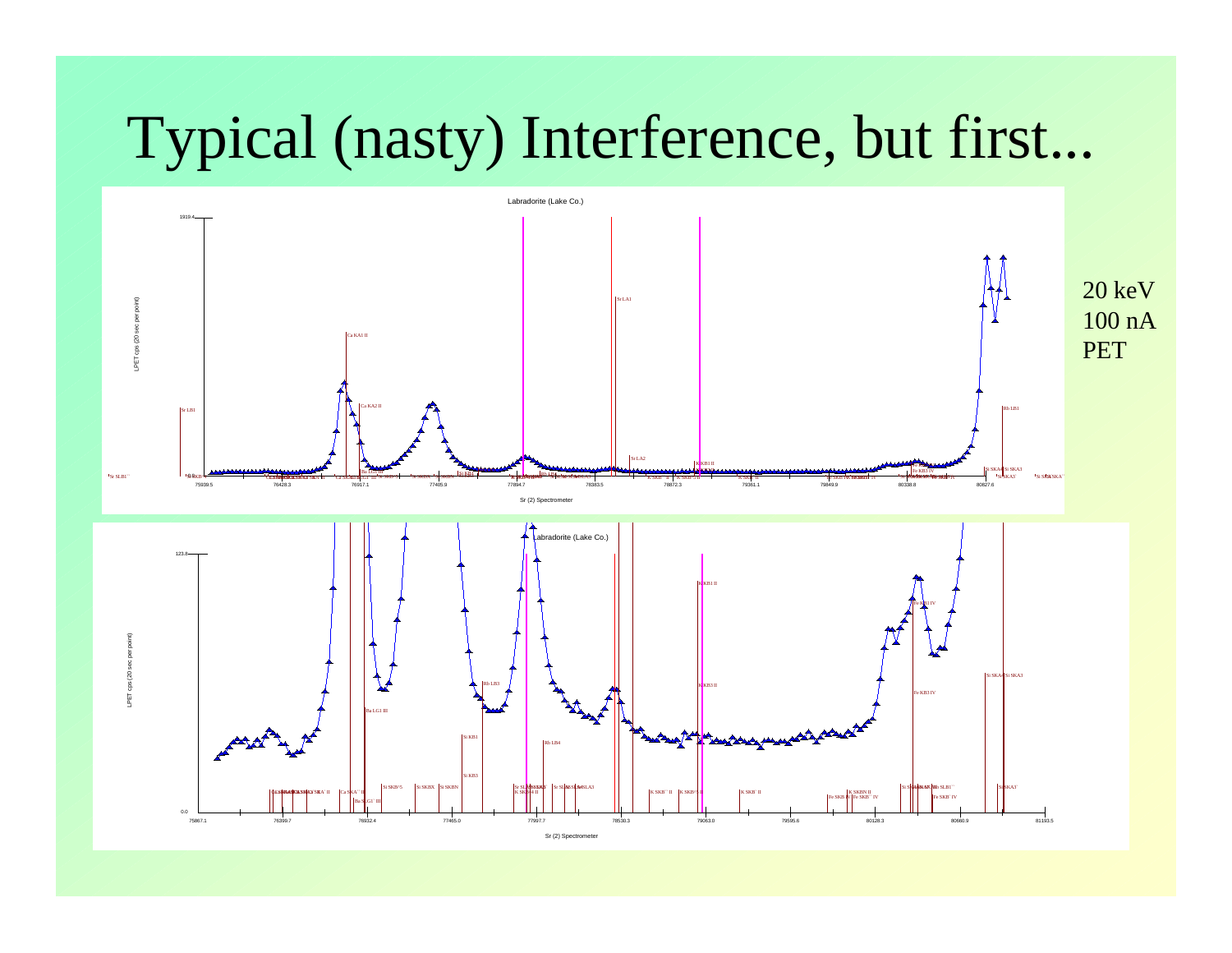# Typical (nasty) Interference, but first...

20 keV
100 nA
PET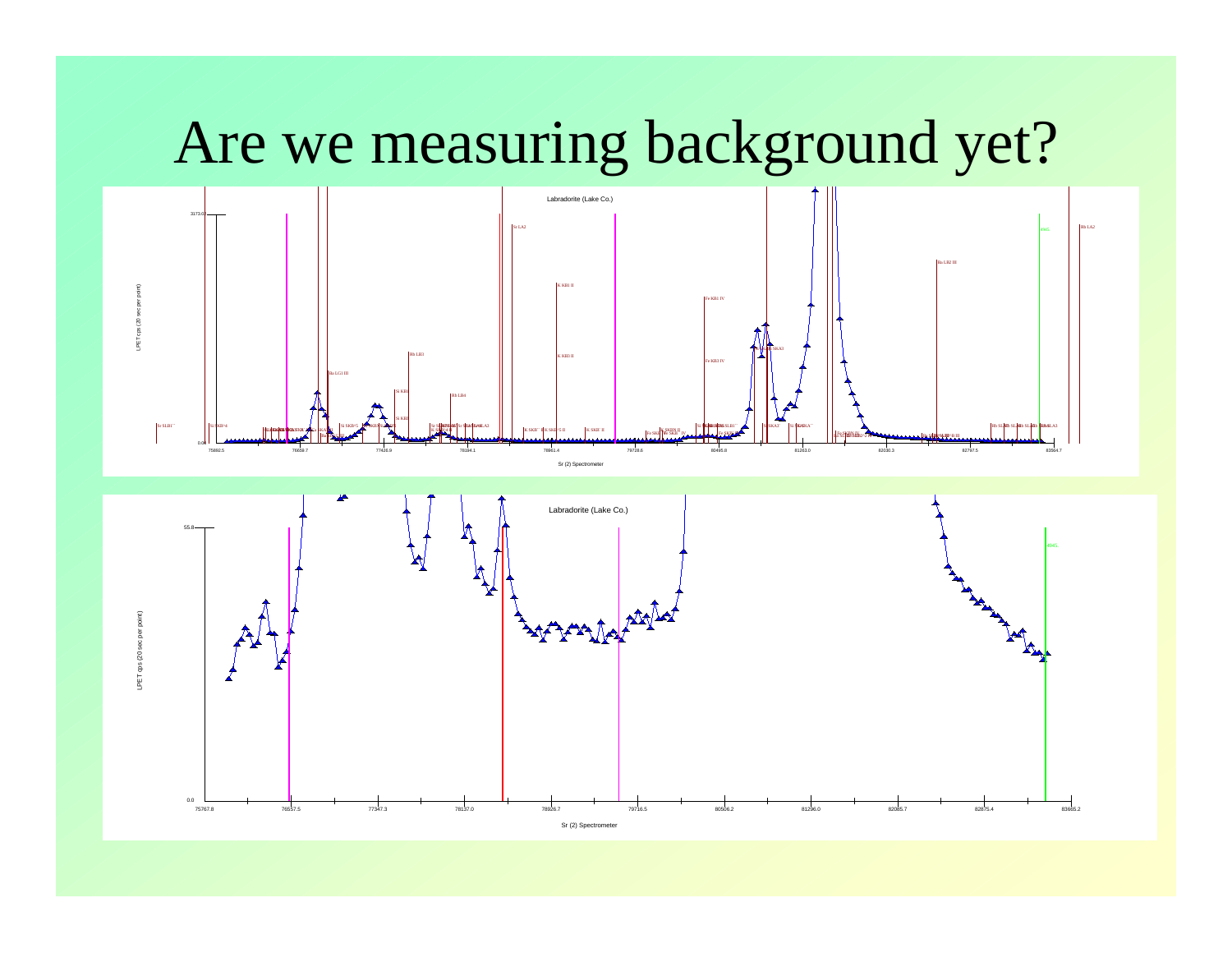# Are we measuring background yet?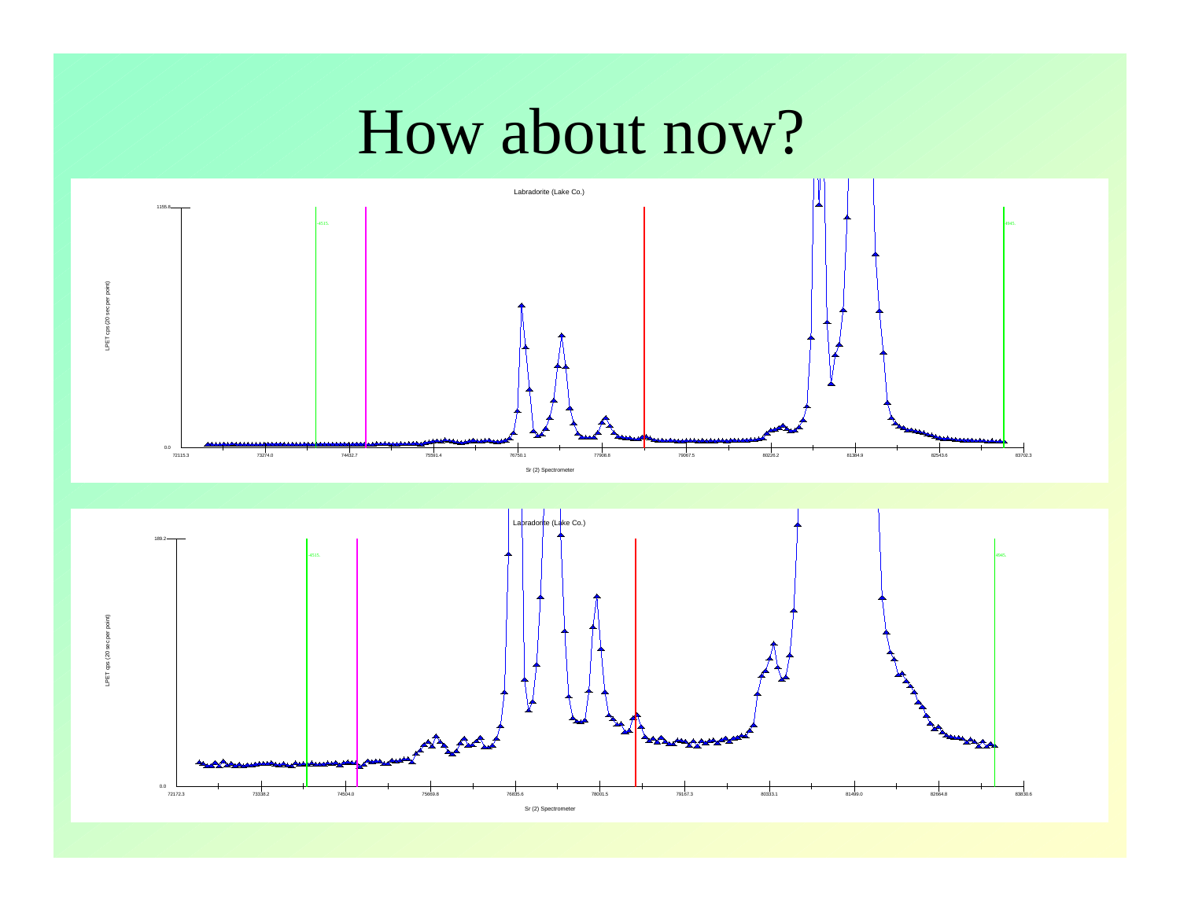# How about now?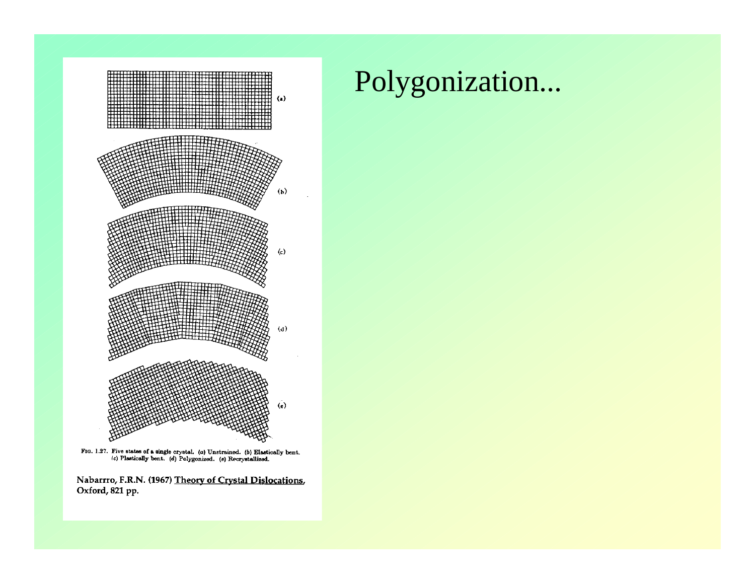# Polygonization...

(a)

(b)

(c)

(d)

(e)

FIG. 1.27. Five states of a single crystal. (a) Unstrained. (b) Elastically bent. (c) Plastically bent. (d) Polygonized. (e) Recrystallized.

Nabarrro, F.R.N. (1967) Theory of Crystal Dislocations, Oxford, 821 pp.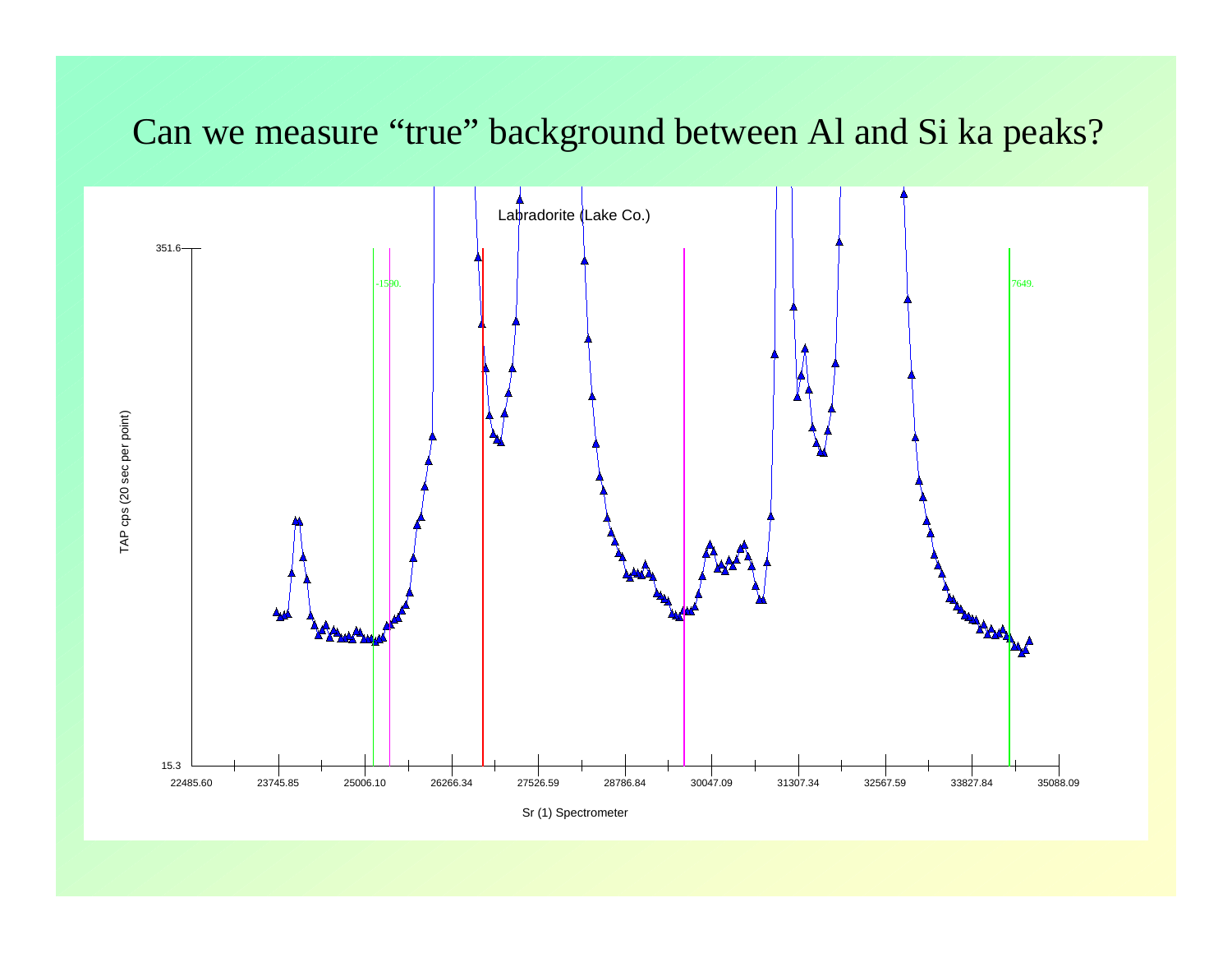# Can we measure "true" background between Al and Si ka peaks?

Labradorite (Lake Co.)

TAP cps (20 sec per point)

Sr (1) Spectrometer

351.6

15.3

-1590.

7649.

22485.60 23745.85 25006.10 26266.34 27526.59 28786.84 30047.09 31307.34 32567.59 33827.84 35088.09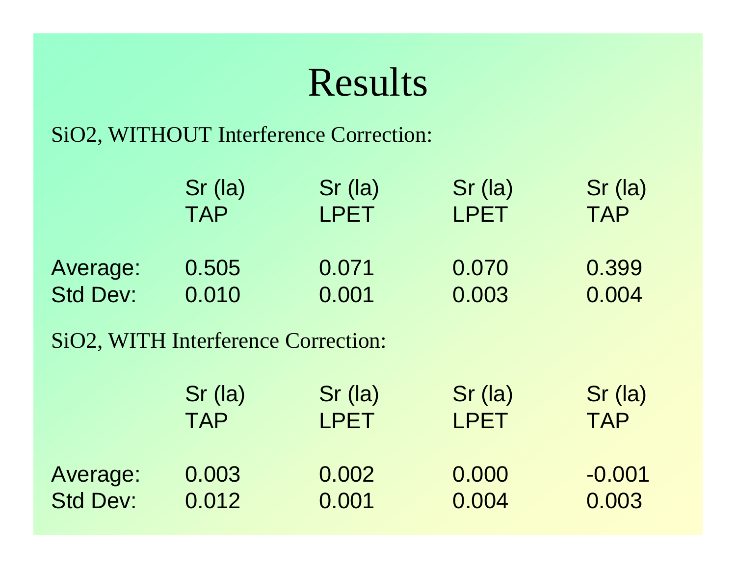# Results

SiO2, WITHOUT Interference Correction:

| | Sr (la) TAP | Sr (la) LPET | Sr (la) LPET | Sr (la) TAP |
|---|---|---|---|---|
| Average: | 0.505 | 0.071 | 0.070 | 0.399 |
| Std Dev: | 0.010 | 0.001 | 0.003 | 0.004 |

SiO2, WITH Interference Correction:

| | Sr (la) TAP | Sr (la) LPET | Sr (la) LPET | Sr (la) TAP |
|---|---|---|---|---|
| Average: | 0.003 | 0.002 | 0.000 | -0.001 |
| Std Dev: | 0.012 | 0.001 | 0.004 | 0.003 |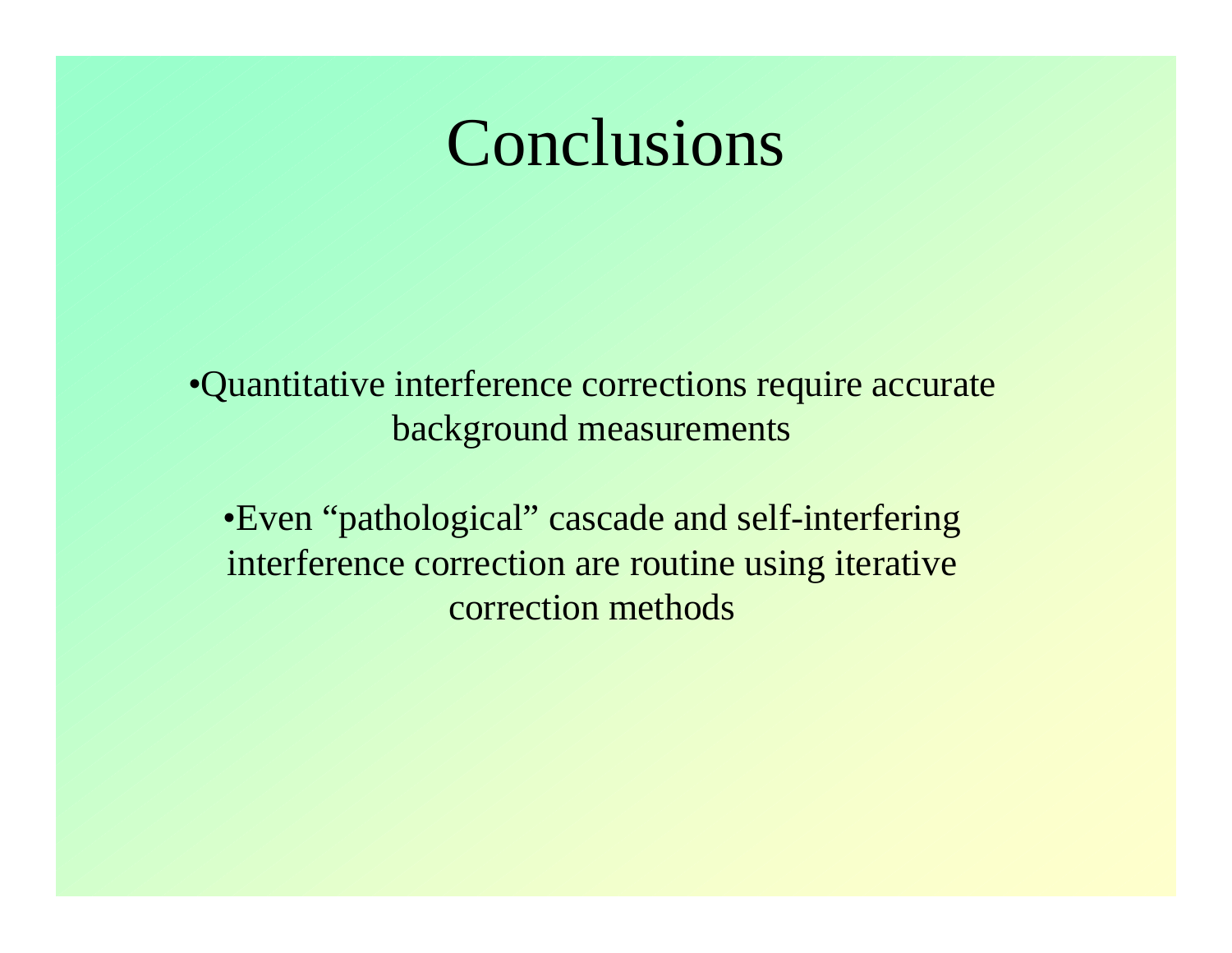# Conclusions

- Quantitative interference corrections require accurate background measurements

- Even "pathological" cascade and self-interfering interference correction are routine using iterative correction methods